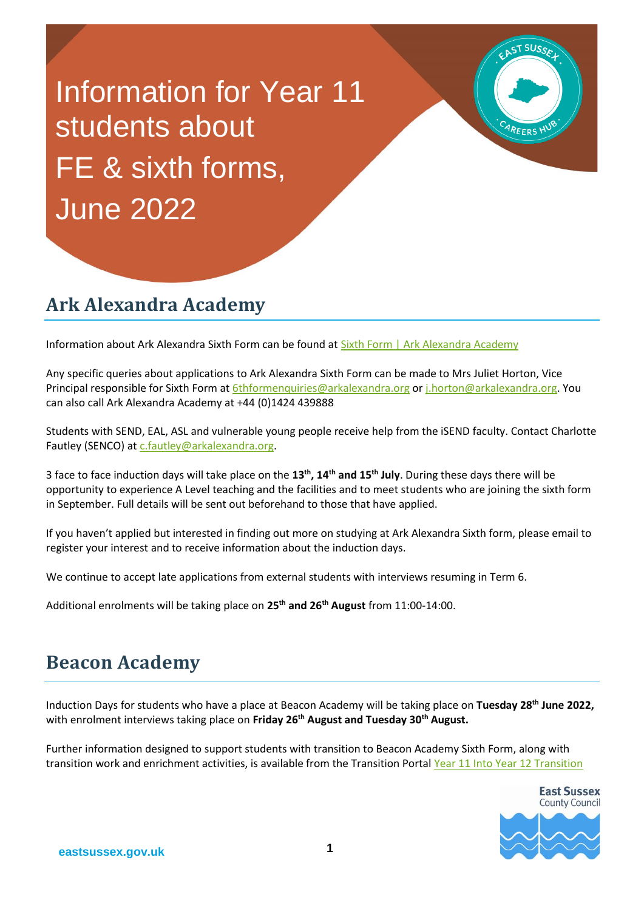# Information for Year 11 students about FE & sixth forms, June 2022

## Ark Alexandra Academy

Information about Ark Alexandra Sixth Form can be found at Sixth Form | Ark Alexandra Academy

Any specific queries about applications to Ark Alexandra Sixth Form can be made to Mrs Juliet Horton, Vice Principal responsible for Sixth Form at 6thformenquiries@arkalexandra.org or j.horton@arkalexandra.org. You can also call Ark Alexandra Academy at +44 (0)1424 439888

Students with SEND, EAL, ASL and vulnerable young people receive help from the iSEND faculty. Contact Charlotte Fautley (SENCO) at c.fautley@arkalexandra.org.

3 face to face induction days will take place on the **13th, 14th and 15th July**. During these days there will be opportunity to experience A Level teaching and the facilities and to meet students who are joining the sixth form in September. Full details will be sent out beforehand to those that have applied.

If you haven't applied but interested in finding out more on studying at Ark Alexandra Sixth form, please email to register your interest and to receive information about the induction days.

We continue to accept late applications from external students with interviews resuming in Term 6.

Additional enrolments will be taking place on **25th and 26th August** from 11:00-14:00.

## Beacon Academy

Induction Days for students who have a place at Beacon Academy will be taking place on **Tuesday 28th June 2022,** with enrolment interviews taking place on **Friday 26th August and Tuesday 30th August.**

Further information designed to support students with transition to Beacon Academy Sixth Form, along with transition work and enrichment activities, is available from the Transition Portal Year 11 Into Year 12 Transition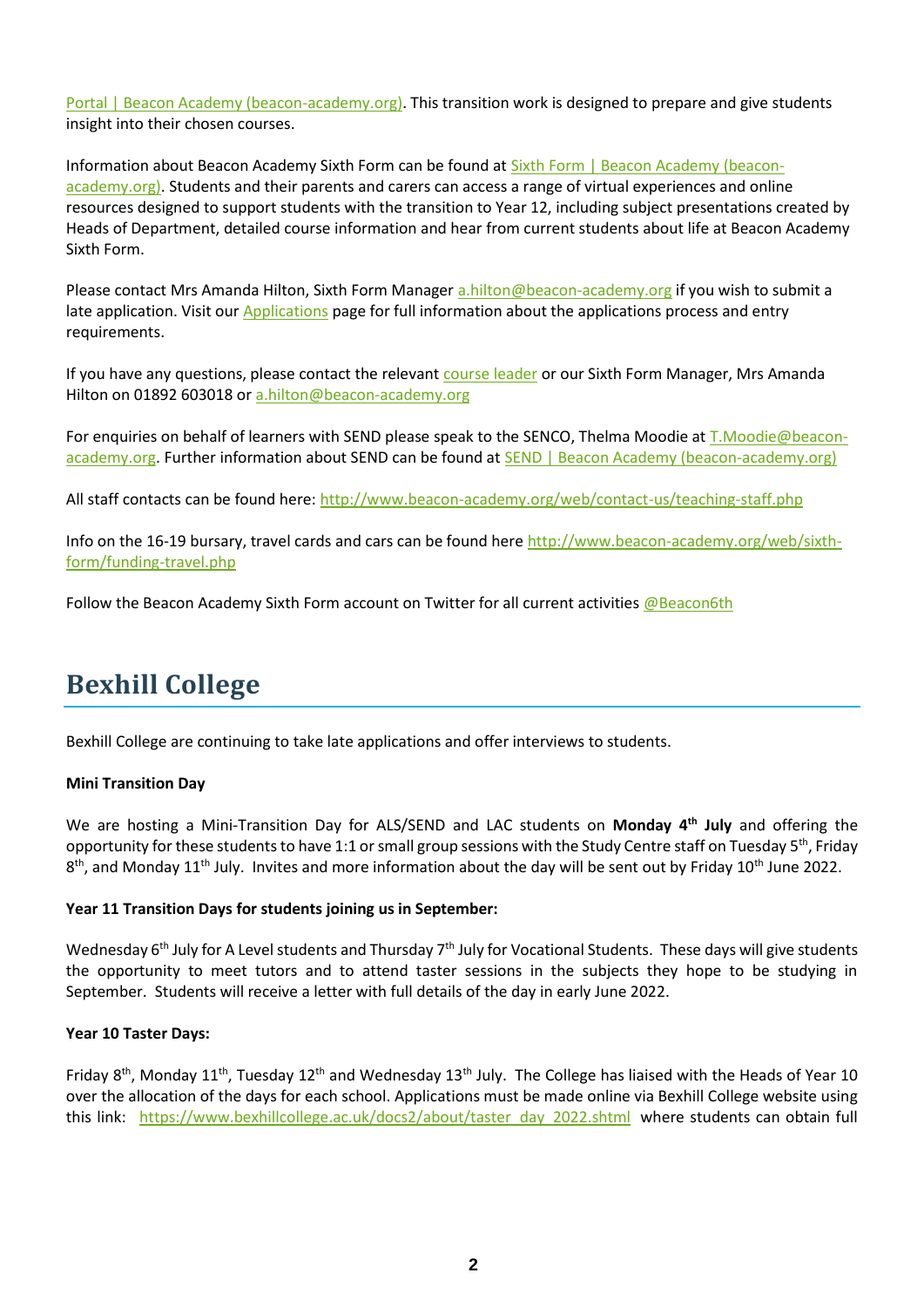Portal | Beacon Academy (beacon-academy.org). This transition work is designed to prepare and give students insight into their chosen courses.

Information about Beacon Academy Sixth Form can be found at Sixth Form | Beacon Academy (beacon-academy.org). Students and their parents and carers can access a range of virtual experiences and online resources designed to support students with the transition to Year 12, including subject presentations created by Heads of Department, detailed course information and hear from current students about life at Beacon Academy Sixth Form.

Please contact Mrs Amanda Hilton, Sixth Form Manager a.hilton@beacon-academy.org if you wish to submit a late application. Visit our Applications page for full information about the applications process and entry requirements.

If you have any questions, please contact the relevant course leader or our Sixth Form Manager, Mrs Amanda Hilton on 01892 603018 or a.hilton@beacon-academy.org

For enquiries on behalf of learners with SEND please speak to the SENCO, Thelma Moodie at T.Moodie@beacon-academy.org. Further information about SEND can be found at SEND | Beacon Academy (beacon-academy.org)

All staff contacts can be found here: http://www.beacon-academy.org/web/contact-us/teaching-staff.php

Info on the 16-19 bursary, travel cards and cars can be found here http://www.beacon-academy.org/web/sixth-form/funding-travel.php

Follow the Beacon Academy Sixth Form account on Twitter for all current activities @Beacon6th

## Bexhill College

Bexhill College are continuing to take late applications and offer interviews to students.

**Mini Transition Day**

We are hosting a Mini-Transition Day for ALS/SEND and LAC students on **Monday 4th July** and offering the opportunity for these students to have 1:1 or small group sessions with the Study Centre staff on Tuesday 5th, Friday 8th, and Monday 11th July. Invites and more information about the day will be sent out by Friday 10th June 2022.

**Year 11 Transition Days for students joining us in September:**

Wednesday 6th July for A Level students and Thursday 7th July for Vocational Students. These days will give students the opportunity to meet tutors and to attend taster sessions in the subjects they hope to be studying in September. Students will receive a letter with full details of the day in early June 2022.

**Year 10 Taster Days:**

Friday 8th, Monday 11th, Tuesday 12th and Wednesday 13th July. The College has liaised with the Heads of Year 10 over the allocation of the days for each school. Applications must be made online via Bexhill College website using this link: https://www.bexhillcollege.ac.uk/docs2/about/taster_day_2022.shtml where students can obtain full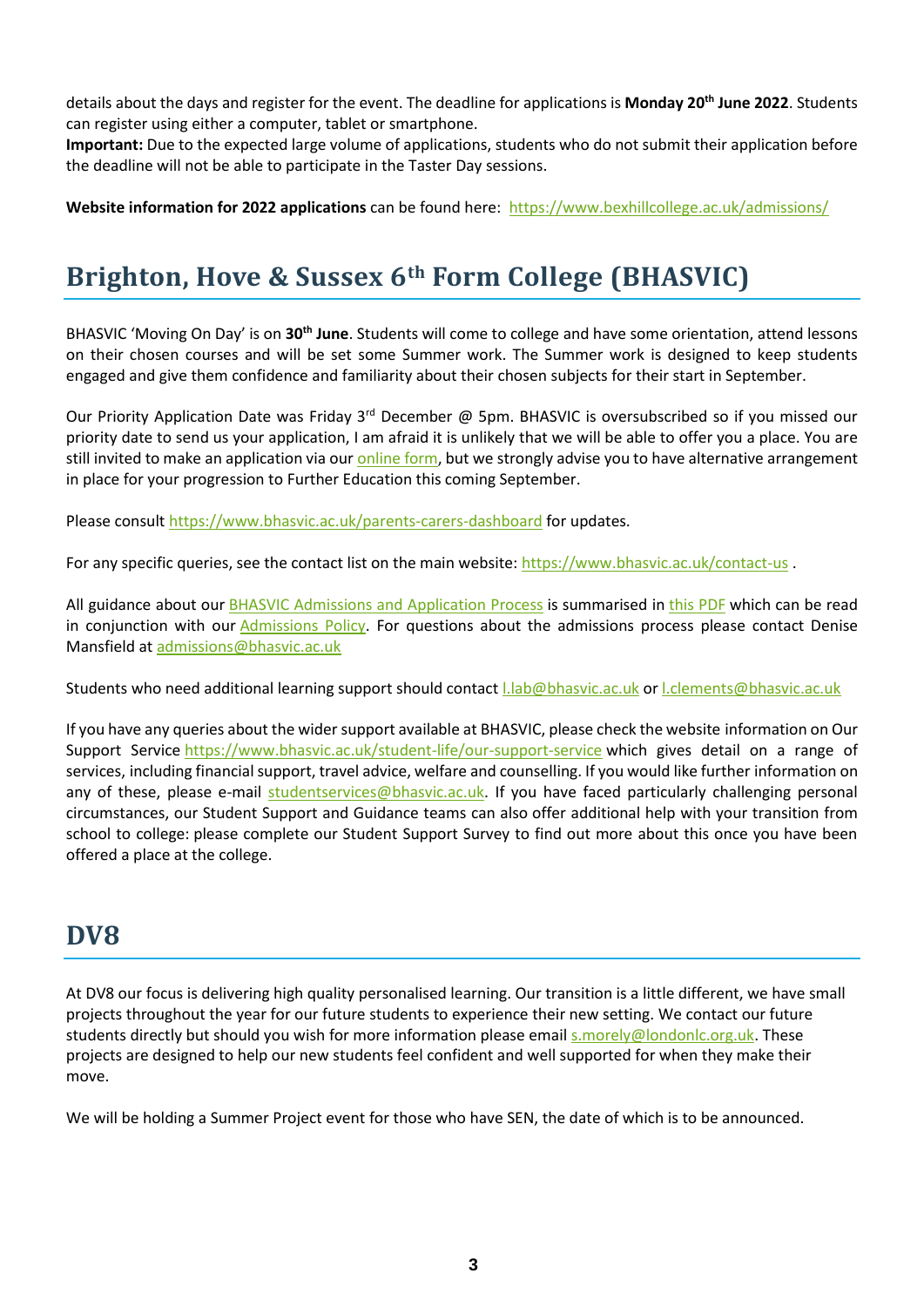details about the days and register for the event. The deadline for applications is **Monday 20th June 2022**. Students can register using either a computer, tablet or smartphone.
**Important:** Due to the expected large volume of applications, students who do not submit their application before the deadline will not be able to participate in the Taster Day sessions.

**Website information for 2022 applications** can be found here: https://www.bexhillcollege.ac.uk/admissions/

## Brighton, Hove & Sussex 6th Form College (BHASVIC)

BHASVIC 'Moving On Day' is on **30th June**. Students will come to college and have some orientation, attend lessons on their chosen courses and will be set some Summer work. The Summer work is designed to keep students engaged and give them confidence and familiarity about their chosen subjects for their start in September.

Our Priority Application Date was Friday 3rd December @ 5pm. BHASVIC is oversubscribed so if you missed our priority date to send us your application, I am afraid it is unlikely that we will be able to offer you a place. You are still invited to make an application via our online form, but we strongly advise you to have alternative arrangement in place for your progression to Further Education this coming September.

Please consult https://www.bhasvic.ac.uk/parents-carers-dashboard for updates.

For any specific queries, see the contact list on the main website: https://www.bhasvic.ac.uk/contact-us .

All guidance about our BHASVIC Admissions and Application Process is summarised in this PDF which can be read in conjunction with our Admissions Policy. For questions about the admissions process please contact Denise Mansfield at admissions@bhasvic.ac.uk

Students who need additional learning support should contact l.lab@bhasvic.ac.uk or l.clements@bhasvic.ac.uk

If you have any queries about the wider support available at BHASVIC, please check the website information on Our Support Service https://www.bhasvic.ac.uk/student-life/our-support-service which gives detail on a range of services, including financial support, travel advice, welfare and counselling. If you would like further information on any of these, please e-mail studentservices@bhasvic.ac.uk. If you have faced particularly challenging personal circumstances, our Student Support and Guidance teams can also offer additional help with your transition from school to college: please complete our Student Support Survey to find out more about this once you have been offered a place at the college.

## DV8

At DV8 our focus is delivering high quality personalised learning. Our transition is a little different, we have small projects throughout the year for our future students to experience their new setting. We contact our future students directly but should you wish for more information please email s.morely@londonlc.org.uk. These projects are designed to help our new students feel confident and well supported for when they make their move.

We will be holding a Summer Project event for those who have SEN, the date of which is to be announced.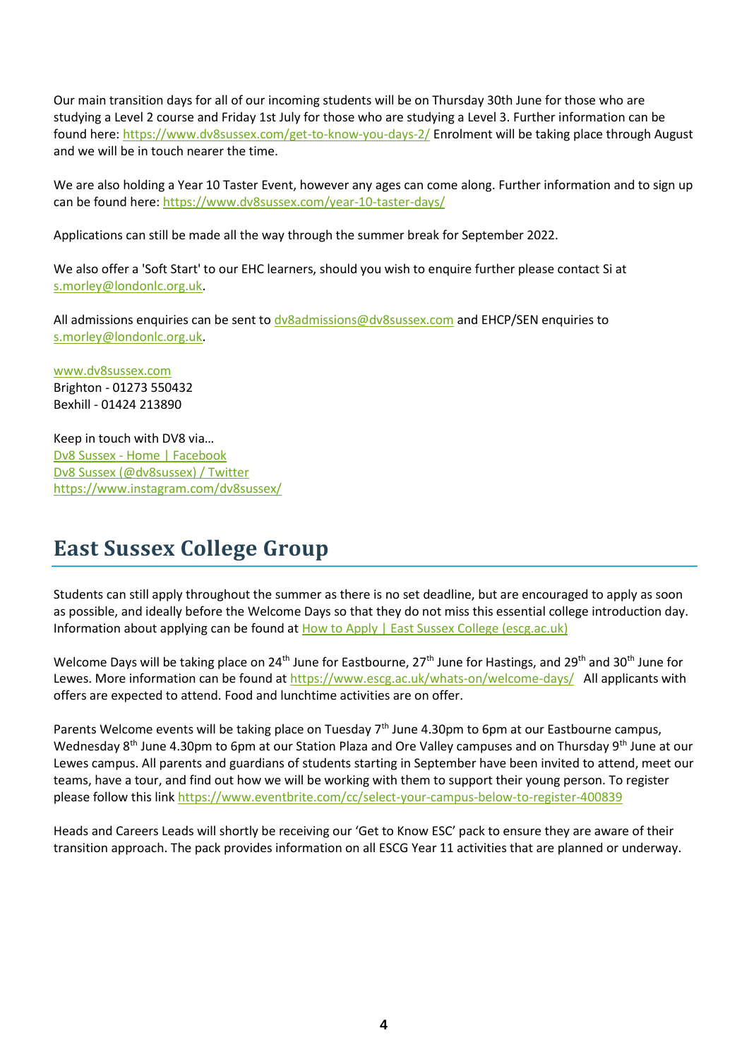Our main transition days for all of our incoming students will be on Thursday 30th June for those who are studying a Level 2 course and Friday 1st July for those who are studying a Level 3. Further information can be found here: [https://www.dv8sussex.com/get-to-know-you-days-2/](https://www.dv8sussex.com/get-to-know-you-days-2/) Enrolment will be taking place through August and we will be in touch nearer the time.

We are also holding a Year 10 Taster Event, however any ages can come along. Further information and to sign up can be found here: [https://www.dv8sussex.com/year-10-taster-days/](https://www.dv8sussex.com/year-10-taster-days/)

Applications can still be made all the way through the summer break for September 2022.

We also offer a 'Soft Start' to our EHC learners, should you wish to enquire further please contact Si at [s.morley@londonlc.org.uk](mailto:s.morley@londonlc.org.uk).

All admissions enquiries can be sent to [dv8admissions@dv8sussex.com](mailto:dv8admissions@dv8sussex.com) and EHCP/SEN enquiries to [s.morley@londonlc.org.uk](mailto:s.morley@londonlc.org.uk).

[www.dv8sussex.com](http://www.dv8sussex.com)
Brighton - 01273 550432
Bexhill - 01424 213890

Keep in touch with DV8 via…
[Dv8 Sussex - Home | Facebook]()
[Dv8 Sussex (@dv8sussex) / Twitter]()
[https://www.instagram.com/dv8sussex/](https://www.instagram.com/dv8sussex/)

## East Sussex College Group

Students can still apply throughout the summer as there is no set deadline, but are encouraged to apply as soon as possible, and ideally before the Welcome Days so that they do not miss this essential college introduction day. Information about applying can be found at [How to Apply | East Sussex College (escg.ac.uk)]()

Welcome Days will be taking place on 24th June for Eastbourne, 27th June for Hastings, and 29th and 30th June for Lewes. More information can be found at [https://www.escg.ac.uk/whats-on/welcome-days/](https://www.escg.ac.uk/whats-on/welcome-days/) All applicants with offers are expected to attend. Food and lunchtime activities are on offer.

Parents Welcome events will be taking place on Tuesday 7th June 4.30pm to 6pm at our Eastbourne campus, Wednesday 8th June 4.30pm to 6pm at our Station Plaza and Ore Valley campuses and on Thursday 9th June at our Lewes campus. All parents and guardians of students starting in September have been invited to attend, meet our teams, have a tour, and find out how we will be working with them to support their young person. To register please follow this link [https://www.eventbrite.com/cc/select-your-campus-below-to-register-400839](https://www.eventbrite.com/cc/select-your-campus-below-to-register-400839)

Heads and Careers Leads will shortly be receiving our 'Get to Know ESC' pack to ensure they are aware of their transition approach. The pack provides information on all ESCG Year 11 activities that are planned or underway.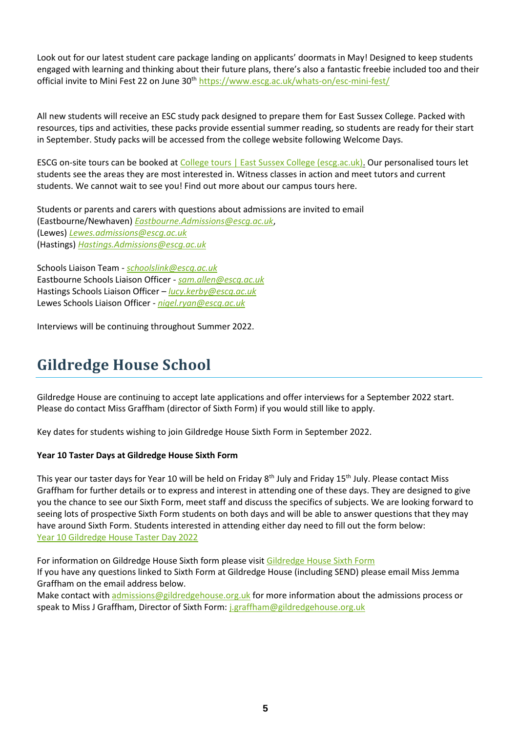Look out for our latest student care package landing on applicants' doormats in May! Designed to keep students engaged with learning and thinking about their future plans, there's also a fantastic freebie included too and their official invite to Mini Fest 22 on June 30th https://www.escg.ac.uk/whats-on/esc-mini-fest/

All new students will receive an ESC study pack designed to prepare them for East Sussex College. Packed with resources, tips and activities, these packs provide essential summer reading, so students are ready for their start in September. Study packs will be accessed from the college website following Welcome Days.

ESCG on-site tours can be booked at College tours | East Sussex College (escg.ac.uk). Our personalised tours let students see the areas they are most interested in. Witness classes in action and meet tutors and current students. We cannot wait to see you! Find out more about our campus tours here.

Students or parents and carers with questions about admissions are invited to email
(Eastbourne/Newhaven) *Eastbourne.Admissions@escg.ac.uk*,
(Lewes) *Lewes.admissions@escg.ac.uk*
(Hastings) *Hastings.Admissions@escg.ac.uk*

Schools Liaison Team - *schoolslink@escg.ac.uk*
Eastbourne Schools Liaison Officer - *sam.allen@escg.ac.uk*
Hastings Schools Liaison Officer – *lucy.kerby@escg.ac.uk*
Lewes Schools Liaison Officer - *nigel.ryan@escg.ac.uk*

Interviews will be continuing throughout Summer 2022.

## Gildredge House School

Gildredge House are continuing to accept late applications and offer interviews for a September 2022 start. Please do contact Miss Graffham (director of Sixth Form) if you would still like to apply.

Key dates for students wishing to join Gildredge House Sixth Form in September 2022.

**Year 10 Taster Days at Gildredge House Sixth Form**

This year our taster days for Year 10 will be held on Friday 8th July and Friday 15th July. Please contact Miss Graffham for further details or to express and interest in attending one of these days. They are designed to give you the chance to see our Sixth Form, meet staff and discuss the specifics of subjects. We are looking forward to seeing lots of prospective Sixth Form students on both days and will be able to answer questions that they may have around Sixth Form. Students interested in attending either day need to fill out the form below:
Year 10 Gildredge House Taster Day 2022

For information on Gildredge House Sixth form please visit Gildredge House Sixth Form
If you have any questions linked to Sixth Form at Gildredge House (including SEND) please email Miss Jemma Graffham on the email address below.
Make contact with admissions@gildredgehouse.org.uk for more information about the admissions process or speak to Miss J Graffham, Director of Sixth Form: j.graffham@gildredgehouse.org.uk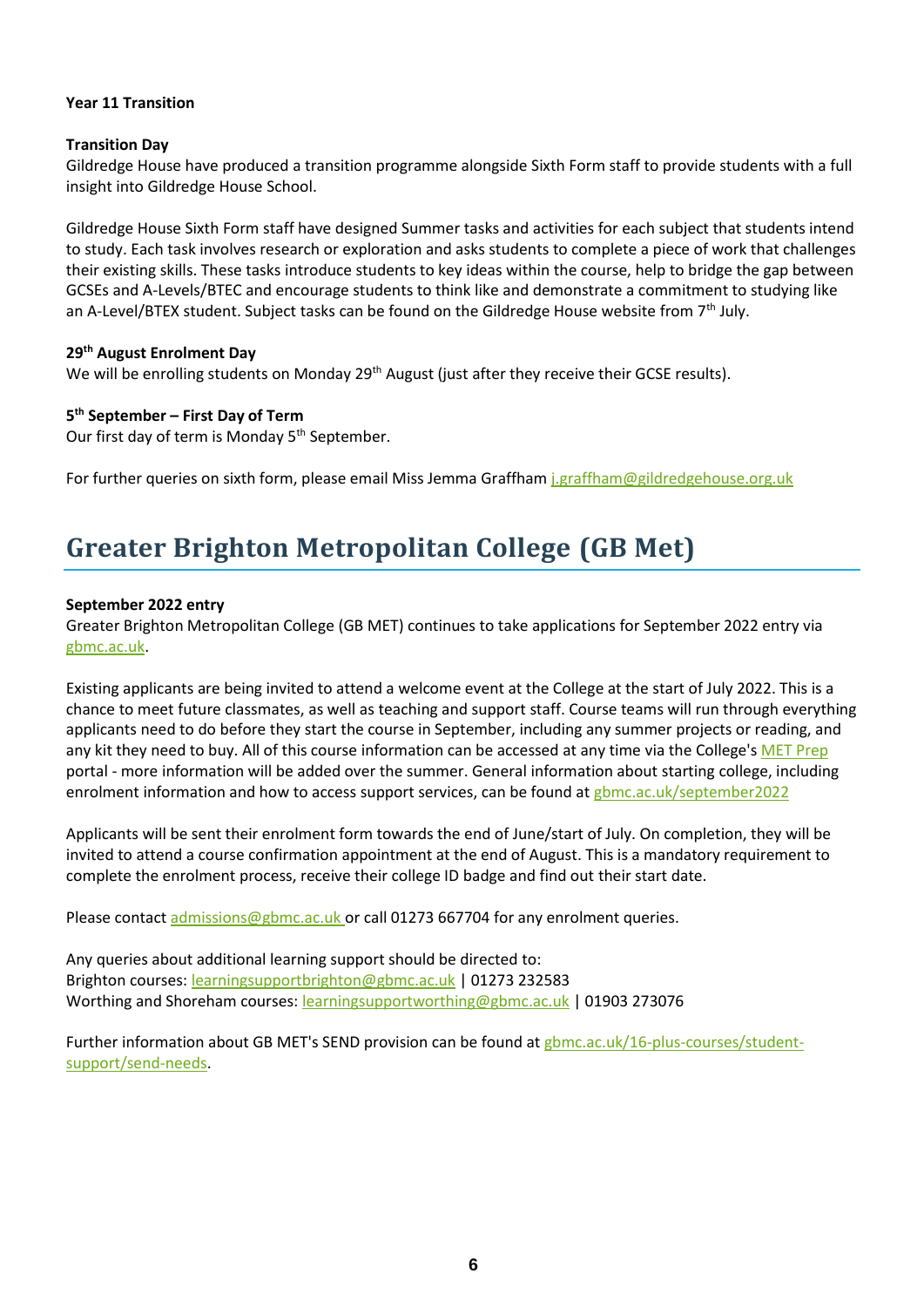**Year 11 Transition**

**Transition Day**

Gildredge House have produced a transition programme alongside Sixth Form staff to provide students with a full insight into Gildredge House School.

Gildredge House Sixth Form staff have designed Summer tasks and activities for each subject that students intend to study. Each task involves research or exploration and asks students to complete a piece of work that challenges their existing skills. These tasks introduce students to key ideas within the course, help to bridge the gap between GCSEs and A-Levels/BTEC and encourage students to think like and demonstrate a commitment to studying like an A-Level/BTEX student. Subject tasks can be found on the Gildredge House website from 7th July.

**29th August Enrolment Day**

We will be enrolling students on Monday 29th August (just after they receive their GCSE results).

**5th September – First Day of Term**

Our first day of term is Monday 5th September.

For further queries on sixth form, please email Miss Jemma Graffham j.graffham@gildredgehouse.org.uk

# Greater Brighton Metropolitan College (GB Met)

**September 2022 entry**

Greater Brighton Metropolitan College (GB MET) continues to take applications for September 2022 entry via gbmc.ac.uk.

Existing applicants are being invited to attend a welcome event at the College at the start of July 2022. This is a chance to meet future classmates, as well as teaching and support staff. Course teams will run through everything applicants need to do before they start the course in September, including any summer projects or reading, and any kit they need to buy. All of this course information can be accessed at any time via the College's MET Prep portal - more information will be added over the summer. General information about starting college, including enrolment information and how to access support services, can be found at gbmc.ac.uk/september2022

Applicants will be sent their enrolment form towards the end of June/start of July. On completion, they will be invited to attend a course confirmation appointment at the end of August. This is a mandatory requirement to complete the enrolment process, receive their college ID badge and find out their start date.

Please contact admissions@gbmc.ac.uk or call 01273 667704 for any enrolment queries.

Any queries about additional learning support should be directed to:
Brighton courses: learningsupportbrighton@gbmc.ac.uk | 01273 232583
Worthing and Shoreham courses: learningsupportworthing@gbmc.ac.uk | 01903 273076

Further information about GB MET's SEND provision can be found at gbmc.ac.uk/16-plus-courses/student-support/send-needs.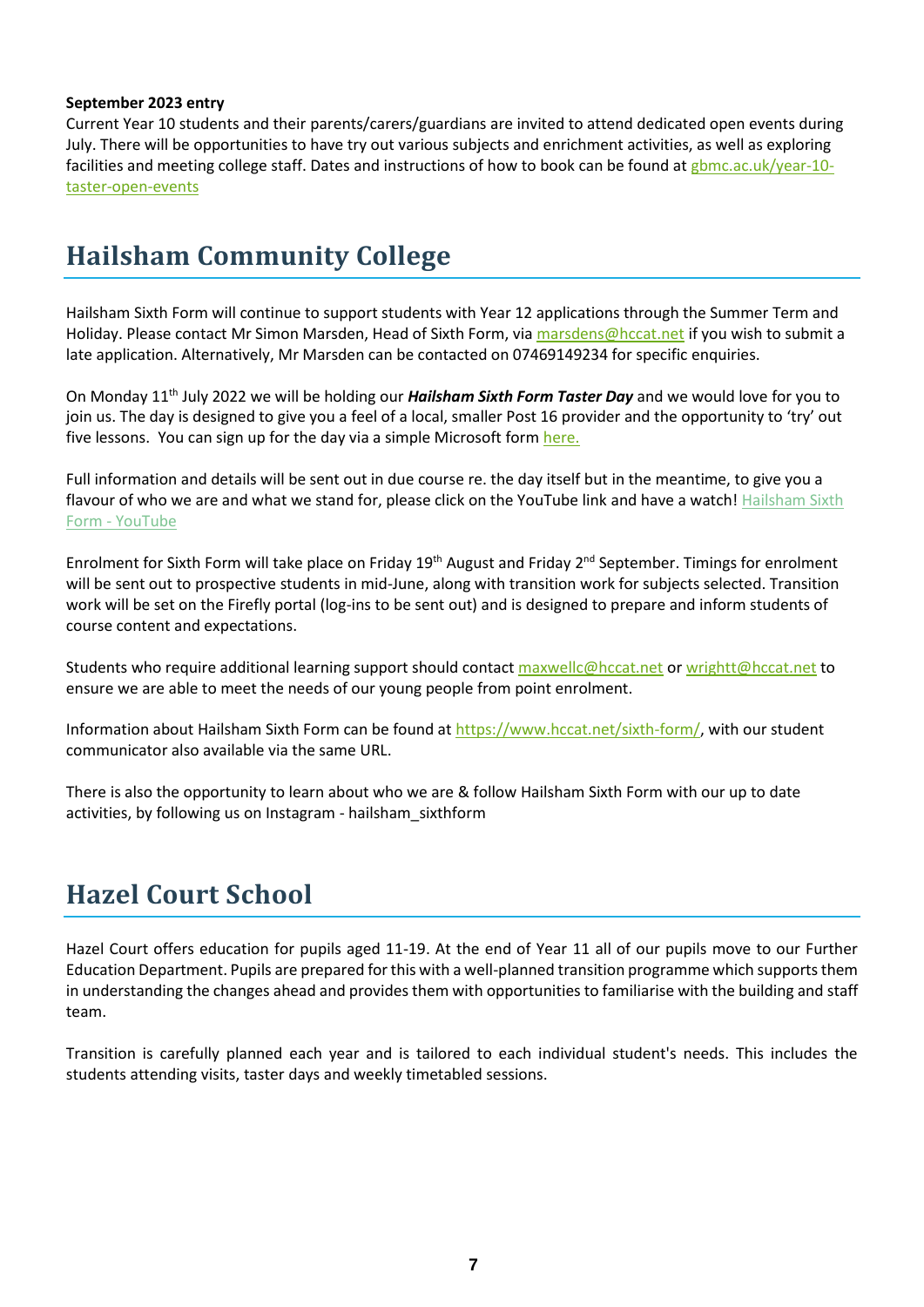**September 2023 entry**
Current Year 10 students and their parents/carers/guardians are invited to attend dedicated open events during July. There will be opportunities to have try out various subjects and enrichment activities, as well as exploring facilities and meeting college staff. Dates and instructions of how to book can be found at gbmc.ac.uk/year-10-taster-open-events

## Hailsham Community College

Hailsham Sixth Form will continue to support students with Year 12 applications through the Summer Term and Holiday. Please contact Mr Simon Marsden, Head of Sixth Form, via marsdens@hccat.net if you wish to submit a late application. Alternatively, Mr Marsden can be contacted on 07469149234 for specific enquiries.

On Monday 11th July 2022 we will be holding our ***Hailsham Sixth Form Taster Day*** and we would love for you to join us. The day is designed to give you a feel of a local, smaller Post 16 provider and the opportunity to 'try' out five lessons. You can sign up for the day via a simple Microsoft form here.

Full information and details will be sent out in due course re. the day itself but in the meantime, to give you a flavour of who we are and what we stand for, please click on the YouTube link and have a watch! Hailsham Sixth Form - YouTube

Enrolment for Sixth Form will take place on Friday 19th August and Friday 2nd September. Timings for enrolment will be sent out to prospective students in mid-June, along with transition work for subjects selected. Transition work will be set on the Firefly portal (log-ins to be sent out) and is designed to prepare and inform students of course content and expectations.

Students who require additional learning support should contact maxwellc@hccat.net or wrightt@hccat.net to ensure we are able to meet the needs of our young people from point enrolment.

Information about Hailsham Sixth Form can be found at https://www.hccat.net/sixth-form/, with our student communicator also available via the same URL.

There is also the opportunity to learn about who we are & follow Hailsham Sixth Form with our up to date activities, by following us on Instagram - hailsham_sixthform

## Hazel Court School

Hazel Court offers education for pupils aged 11-19. At the end of Year 11 all of our pupils move to our Further Education Department. Pupils are prepared for this with a well-planned transition programme which supports them in understanding the changes ahead and provides them with opportunities to familiarise with the building and staff team.

Transition is carefully planned each year and is tailored to each individual student's needs. This includes the students attending visits, taster days and weekly timetabled sessions.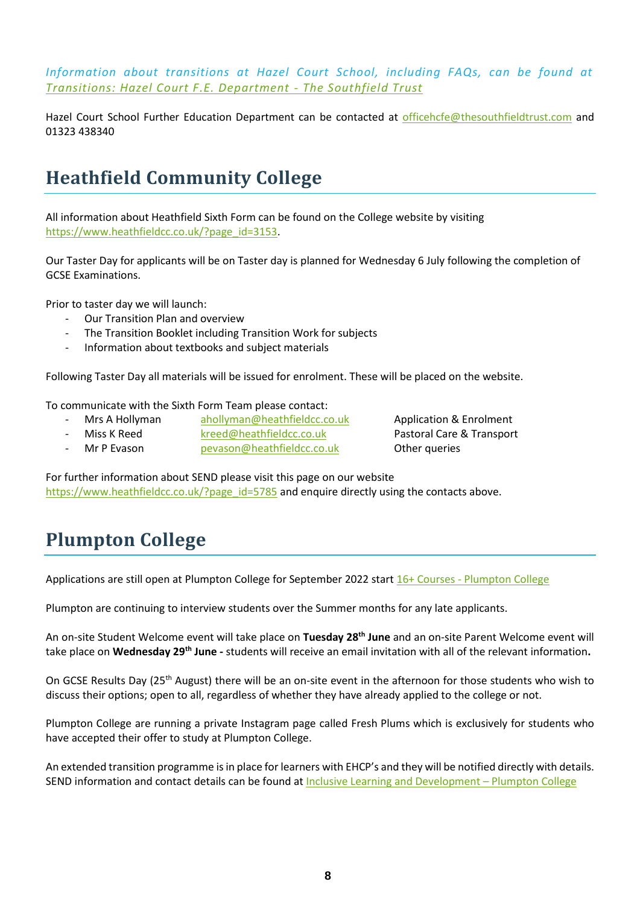*Information about transitions at Hazel Court School, including FAQs, can be found at [Transitions: Hazel Court F.E. Department - The Southfield Trust](#)*

Hazel Court School Further Education Department can be contacted at officehcfe@thesouthfieldtrust.com and 01323 438340

## Heathfield Community College

All information about Heathfield Sixth Form can be found on the College website by visiting https://www.heathfieldcc.co.uk/?page_id=3153.

Our Taster Day for applicants will be on Taster day is planned for Wednesday 6 July following the completion of GCSE Examinations.

Prior to taster day we will launch:

- Our Transition Plan and overview
- The Transition Booklet including Transition Work for subjects
- Information about textbooks and subject materials

Following Taster Day all materials will be issued for enrolment. These will be placed on the website.

To communicate with the Sixth Form Team please contact:

- Mrs A Hollyman ahollyman@heathfieldcc.co.uk Application & Enrolment
- Miss K Reed kreed@heathfieldcc.co.uk Pastoral Care & Transport
- Mr P Evason pevason@heathfieldcc.co.uk Other queries

For further information about SEND please visit this page on our website https://www.heathfieldcc.co.uk/?page_id=5785 and enquire directly using the contacts above.

## Plumpton College

Applications are still open at Plumpton College for September 2022 start [16+ Courses - Plumpton College](#)

Plumpton are continuing to interview students over the Summer months for any late applicants.

An on-site Student Welcome event will take place on **Tuesday 28th June** and an on-site Parent Welcome event will take place on **Wednesday 29th June -** students will receive an email invitation with all of the relevant information**.**

On GCSE Results Day (25th August) there will be an on-site event in the afternoon for those students who wish to discuss their options; open to all, regardless of whether they have already applied to the college or not.

Plumpton College are running a private Instagram page called Fresh Plums which is exclusively for students who have accepted their offer to study at Plumpton College.

An extended transition programme is in place for learners with EHCP's and they will be notified directly with details. SEND information and contact details can be found at [Inclusive Learning and Development – Plumpton College](#)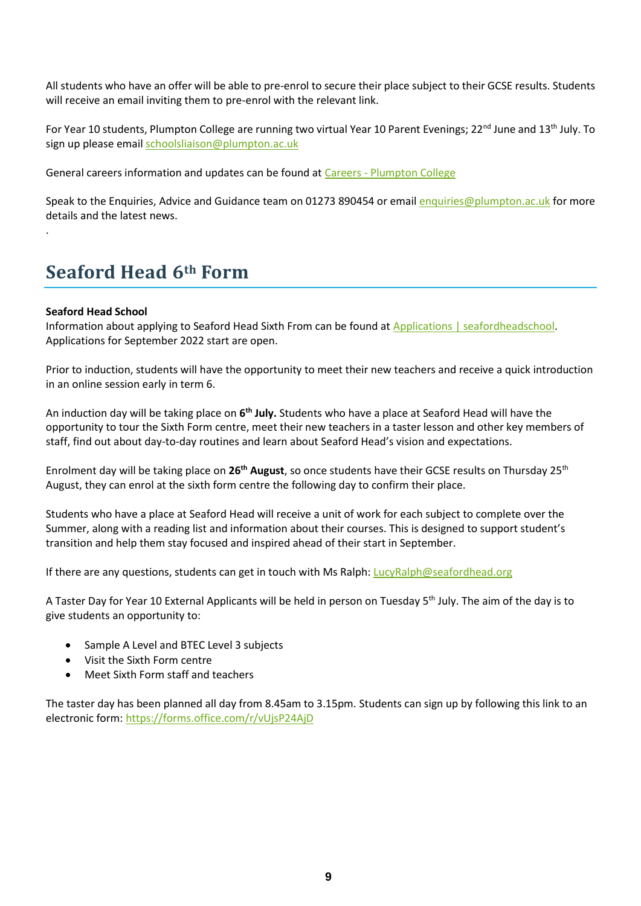All students who have an offer will be able to pre-enrol to secure their place subject to their GCSE results. Students will receive an email inviting them to pre-enrol with the relevant link.

For Year 10 students, Plumpton College are running two virtual Year 10 Parent Evenings; 22nd June and 13th July. To sign up please email schoolsliaison@plumpton.ac.uk

General careers information and updates can be found at Careers - Plumpton College

Speak to the Enquiries, Advice and Guidance team on 01273 890454 or email enquiries@plumpton.ac.uk for more details and the latest news.

.

# Seaford Head 6th Form

**Seaford Head School**
Information about applying to Seaford Head Sixth From can be found at Applications | seafordheadschool. Applications for September 2022 start are open.

Prior to induction, students will have the opportunity to meet their new teachers and receive a quick introduction in an online session early in term 6.

An induction day will be taking place on **6th July.** Students who have a place at Seaford Head will have the opportunity to tour the Sixth Form centre, meet their new teachers in a taster lesson and other key members of staff, find out about day-to-day routines and learn about Seaford Head's vision and expectations.

Enrolment day will be taking place on **26th August**, so once students have their GCSE results on Thursday 25th August, they can enrol at the sixth form centre the following day to confirm their place.

Students who have a place at Seaford Head will receive a unit of work for each subject to complete over the Summer, along with a reading list and information about their courses. This is designed to support student's transition and help them stay focused and inspired ahead of their start in September.

If there are any questions, students can get in touch with Ms Ralph: LucyRalph@seafordhead.org

A Taster Day for Year 10 External Applicants will be held in person on Tuesday 5th July. The aim of the day is to give students an opportunity to:

- Sample A Level and BTEC Level 3 subjects
- Visit the Sixth Form centre
- Meet Sixth Form staff and teachers

The taster day has been planned all day from 8.45am to 3.15pm. Students can sign up by following this link to an electronic form: https://forms.office.com/r/vUjsP24AjD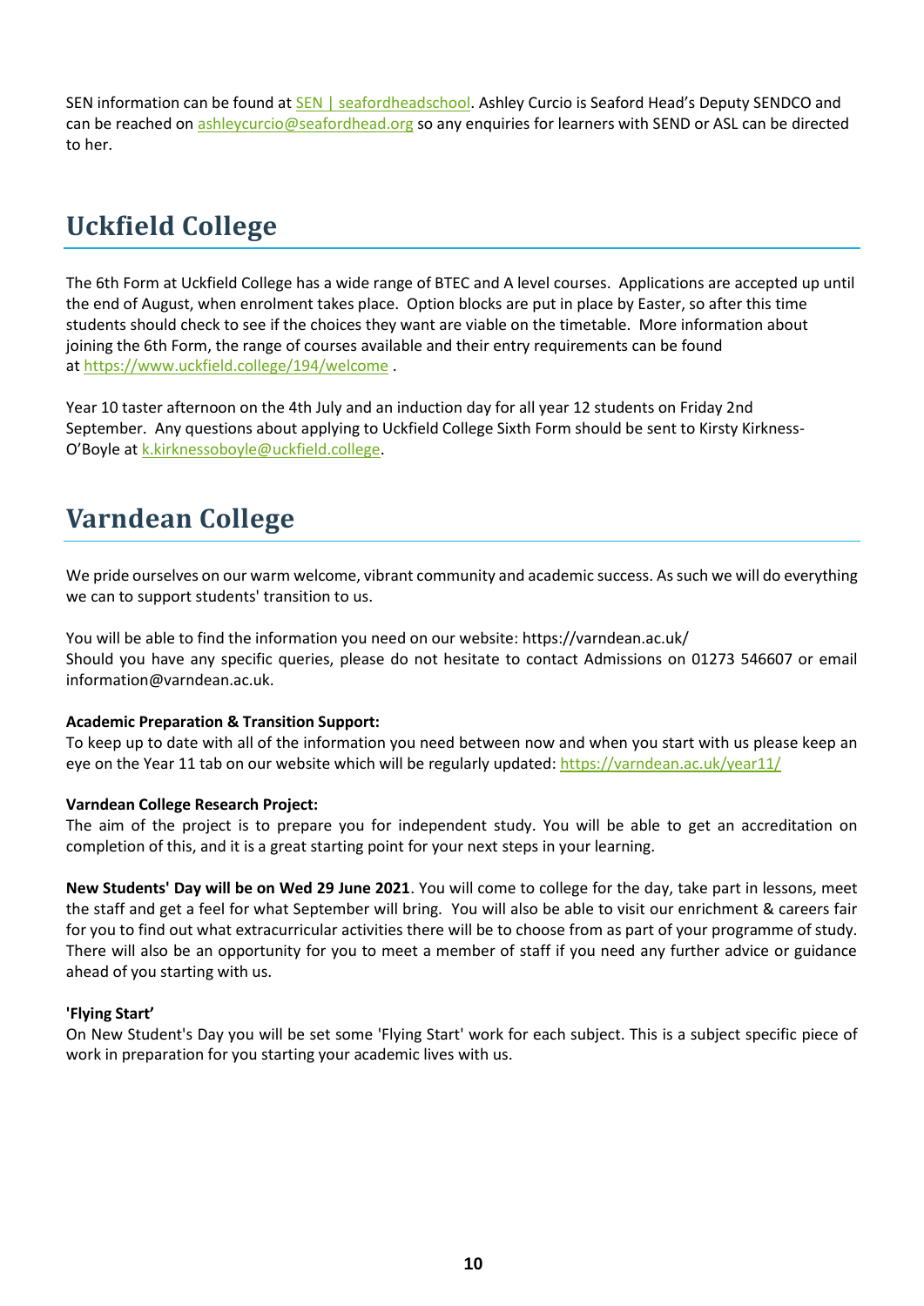SEN information can be found at [SEN | seafordheadschool](#). Ashley Curcio is Seaford Head's Deputy SENDCO and can be reached on [ashleycurcio@seafordhead.org](mailto:ashleycurcio@seafordhead.org) so any enquiries for learners with SEND or ASL can be directed to her.

# Uckfield College

The 6th Form at Uckfield College has a wide range of BTEC and A level courses. Applications are accepted up until the end of August, when enrolment takes place. Option blocks are put in place by Easter, so after this time students should check to see if the choices they want are viable on the timetable. More information about joining the 6th Form, the range of courses available and their entry requirements can be found at https://www.uckfield.college/194/welcome .

Year 10 taster afternoon on the 4th July and an induction day for all year 12 students on Friday 2nd September. Any questions about applying to Uckfield College Sixth Form should be sent to Kirsty Kirkness-O'Boyle at k.kirknessoboyle@uckfield.college.

# Varndean College

We pride ourselves on our warm welcome, vibrant community and academic success. As such we will do everything we can to support students' transition to us.

You will be able to find the information you need on our website: https://varndean.ac.uk/
Should you have any specific queries, please do not hesitate to contact Admissions on 01273 546607 or email information@varndean.ac.uk.

**Academic Preparation & Transition Support:**
To keep up to date with all of the information you need between now and when you start with us please keep an eye on the Year 11 tab on our website which will be regularly updated: https://varndean.ac.uk/year11/

**Varndean College Research Project:**
The aim of the project is to prepare you for independent study. You will be able to get an accreditation on completion of this, and it is a great starting point for your next steps in your learning.

**New Students' Day will be on Wed 29 June 2021**. You will come to college for the day, take part in lessons, meet the staff and get a feel for what September will bring. You will also be able to visit our enrichment & careers fair for you to find out what extracurricular activities there will be to choose from as part of your programme of study. There will also be an opportunity for you to meet a member of staff if you need any further advice or guidance ahead of you starting with us.

**'Flying Start'**
On New Student's Day you will be set some 'Flying Start' work for each subject. This is a subject specific piece of work in preparation for you starting your academic lives with us.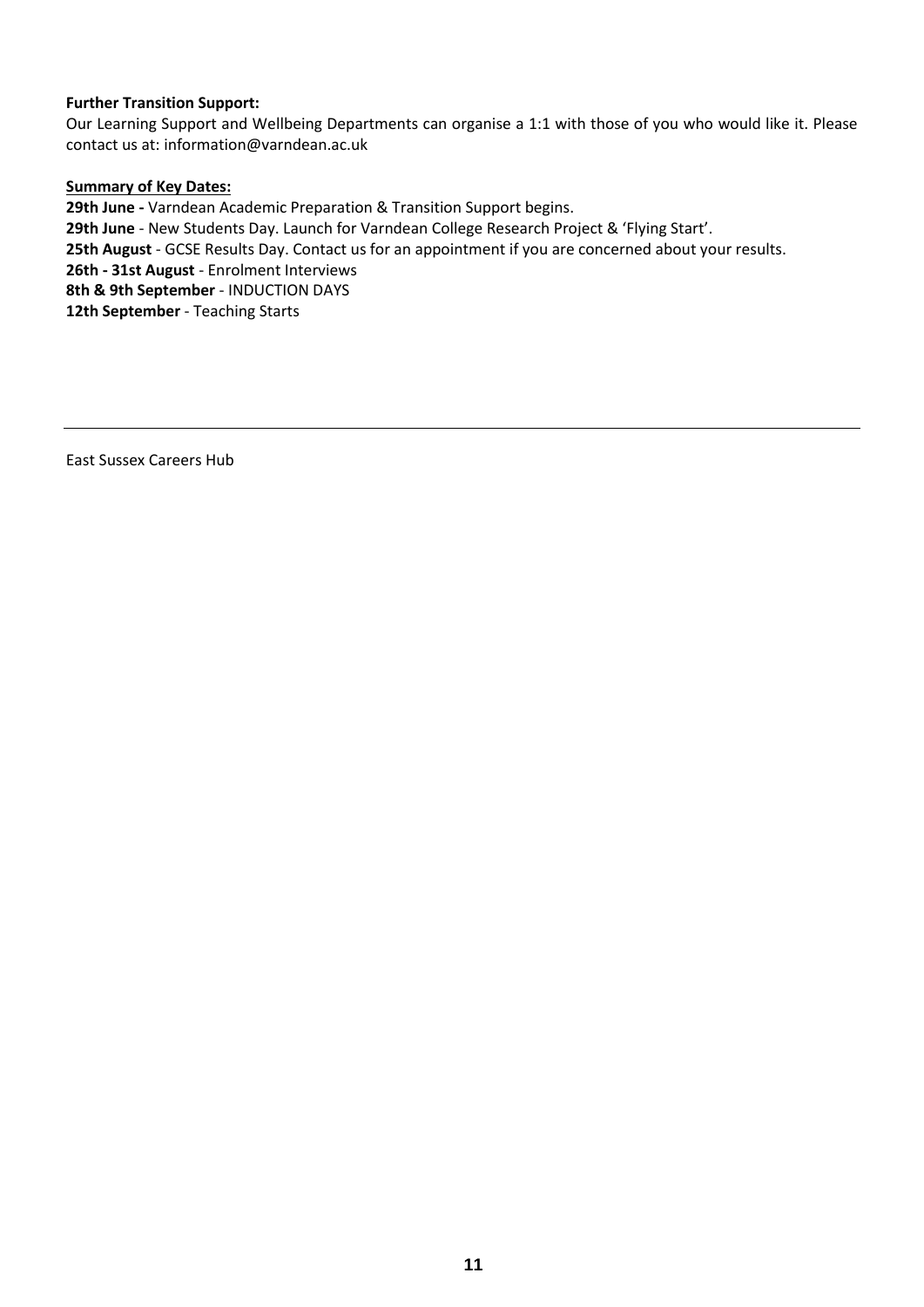**Further Transition Support:**

Our Learning Support and Wellbeing Departments can organise a 1:1 with those of you who would like it. Please contact us at: information@varndean.ac.uk

**Summary of Key Dates:**

**29th June -** Varndean Academic Preparation & Transition Support begins.
**29th June** - New Students Day. Launch for Varndean College Research Project & 'Flying Start'.
**25th August** - GCSE Results Day. Contact us for an appointment if you are concerned about your results.
**26th - 31st August** - Enrolment Interviews
**8th & 9th September** - INDUCTION DAYS
**12th September** - Teaching Starts

---

East Sussex Careers Hub